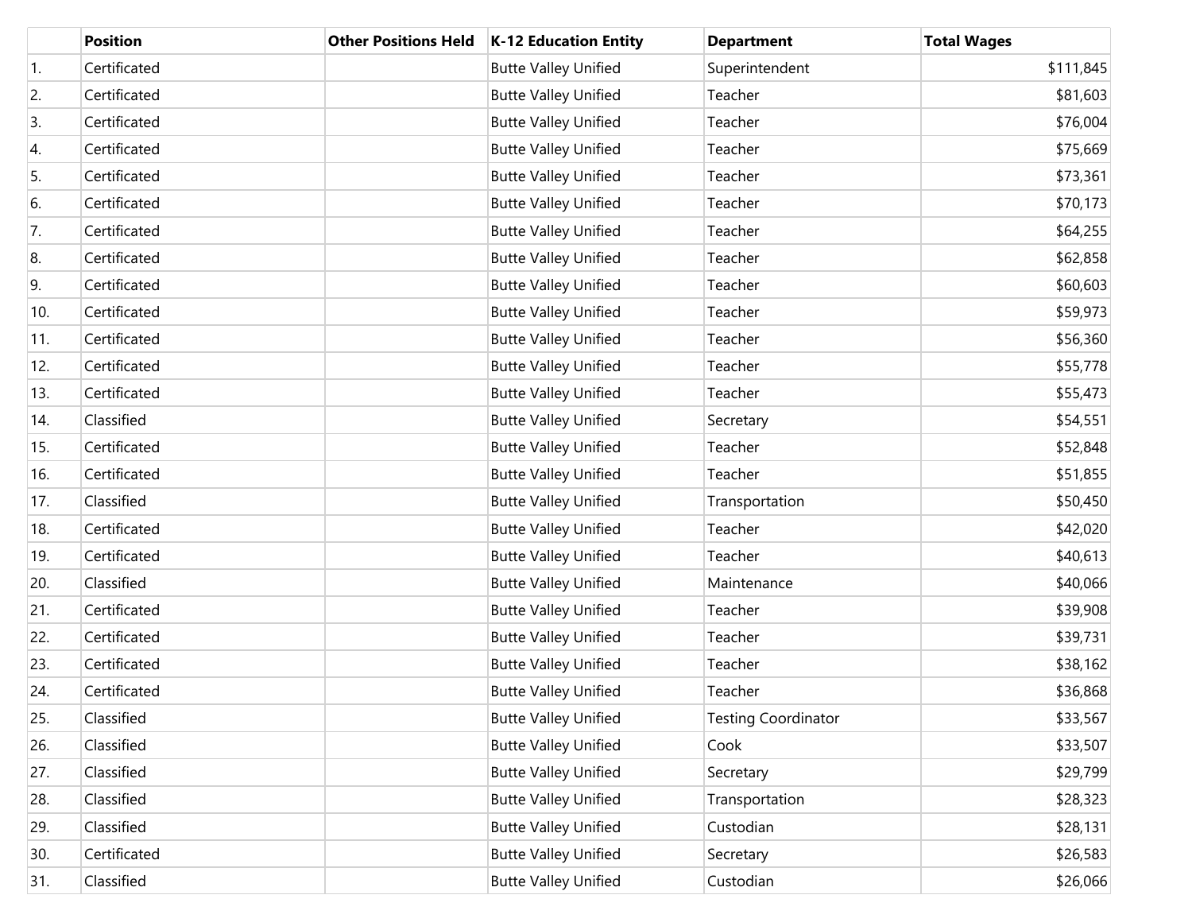| | Position | Other Positions Held | K-12 Education Entity | Department | Total Wages |
|---|---|---|---|---|---|
| 1. | Certificated | | Butte Valley Unified | Superintendent | $111,845 |
| 2. | Certificated | | Butte Valley Unified | Teacher | $81,603 |
| 3. | Certificated | | Butte Valley Unified | Teacher | $76,004 |
| 4. | Certificated | | Butte Valley Unified | Teacher | $75,669 |
| 5. | Certificated | | Butte Valley Unified | Teacher | $73,361 |
| 6. | Certificated | | Butte Valley Unified | Teacher | $70,173 |
| 7. | Certificated | | Butte Valley Unified | Teacher | $64,255 |
| 8. | Certificated | | Butte Valley Unified | Teacher | $62,858 |
| 9. | Certificated | | Butte Valley Unified | Teacher | $60,603 |
| 10. | Certificated | | Butte Valley Unified | Teacher | $59,973 |
| 11. | Certificated | | Butte Valley Unified | Teacher | $56,360 |
| 12. | Certificated | | Butte Valley Unified | Teacher | $55,778 |
| 13. | Certificated | | Butte Valley Unified | Teacher | $55,473 |
| 14. | Classified | | Butte Valley Unified | Secretary | $54,551 |
| 15. | Certificated | | Butte Valley Unified | Teacher | $52,848 |
| 16. | Certificated | | Butte Valley Unified | Teacher | $51,855 |
| 17. | Classified | | Butte Valley Unified | Transportation | $50,450 |
| 18. | Certificated | | Butte Valley Unified | Teacher | $42,020 |
| 19. | Certificated | | Butte Valley Unified | Teacher | $40,613 |
| 20. | Classified | | Butte Valley Unified | Maintenance | $40,066 |
| 21. | Certificated | | Butte Valley Unified | Teacher | $39,908 |
| 22. | Certificated | | Butte Valley Unified | Teacher | $39,731 |
| 23. | Certificated | | Butte Valley Unified | Teacher | $38,162 |
| 24. | Certificated | | Butte Valley Unified | Teacher | $36,868 |
| 25. | Classified | | Butte Valley Unified | Testing Coordinator | $33,567 |
| 26. | Classified | | Butte Valley Unified | Cook | $33,507 |
| 27. | Classified | | Butte Valley Unified | Secretary | $29,799 |
| 28. | Classified | | Butte Valley Unified | Transportation | $28,323 |
| 29. | Classified | | Butte Valley Unified | Custodian | $28,131 |
| 30. | Certificated | | Butte Valley Unified | Secretary | $26,583 |
| 31. | Classified | | Butte Valley Unified | Custodian | $26,066 |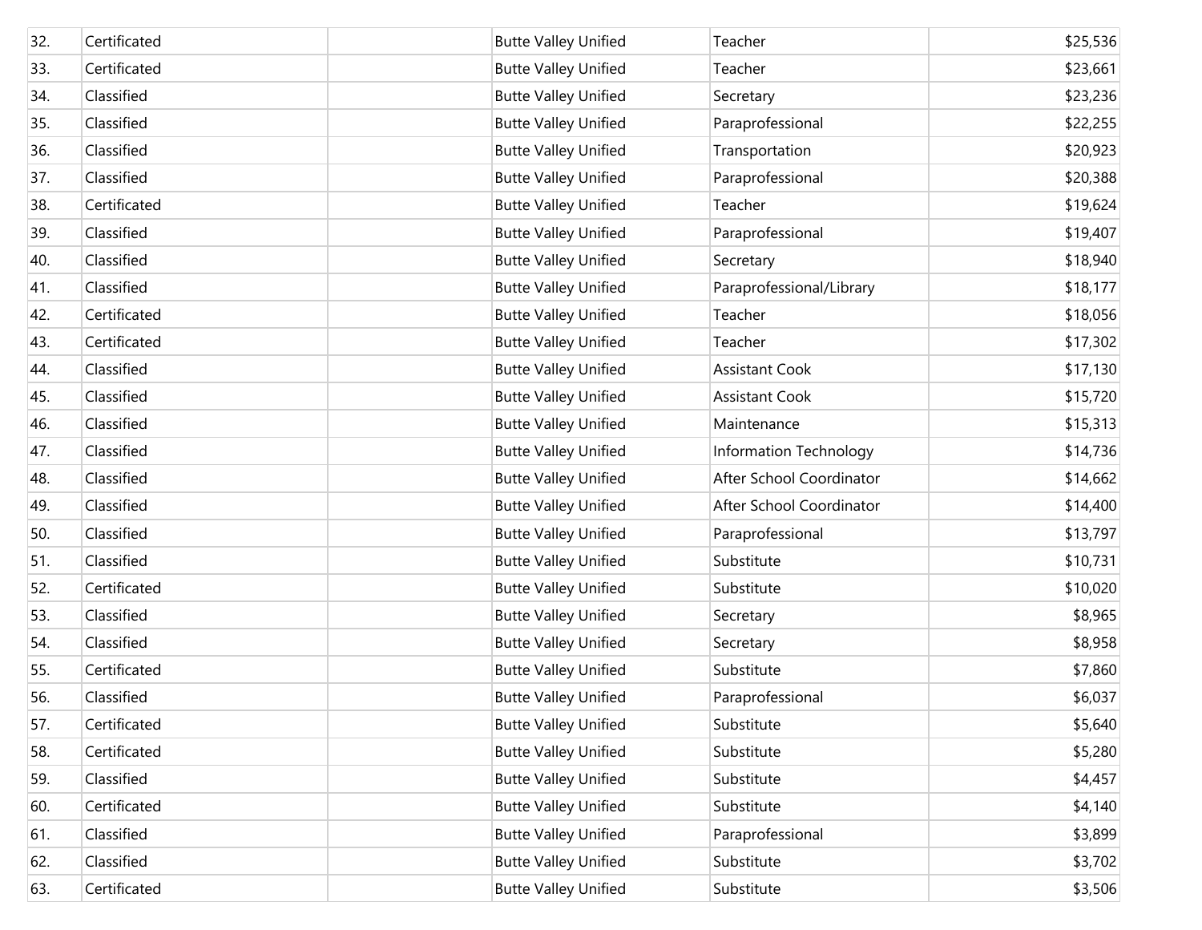| 32. | Certificated | | Butte Valley Unified | Teacher | $25,536 |
|---|---|---|---|---|---|
| 33. | Certificated | | Butte Valley Unified | Teacher | $23,661 |
| 34. | Classified | | Butte Valley Unified | Secretary | $23,236 |
| 35. | Classified | | Butte Valley Unified | Paraprofessional | $22,255 |
| 36. | Classified | | Butte Valley Unified | Transportation | $20,923 |
| 37. | Classified | | Butte Valley Unified | Paraprofessional | $20,388 |
| 38. | Certificated | | Butte Valley Unified | Teacher | $19,624 |
| 39. | Classified | | Butte Valley Unified | Paraprofessional | $19,407 |
| 40. | Classified | | Butte Valley Unified | Secretary | $18,940 |
| 41. | Classified | | Butte Valley Unified | Paraprofessional/Library | $18,177 |
| 42. | Certificated | | Butte Valley Unified | Teacher | $18,056 |
| 43. | Certificated | | Butte Valley Unified | Teacher | $17,302 |
| 44. | Classified | | Butte Valley Unified | Assistant Cook | $17,130 |
| 45. | Classified | | Butte Valley Unified | Assistant Cook | $15,720 |
| 46. | Classified | | Butte Valley Unified | Maintenance | $15,313 |
| 47. | Classified | | Butte Valley Unified | Information Technology | $14,736 |
| 48. | Classified | | Butte Valley Unified | After School Coordinator | $14,662 |
| 49. | Classified | | Butte Valley Unified | After School Coordinator | $14,400 |
| 50. | Classified | | Butte Valley Unified | Paraprofessional | $13,797 |
| 51. | Classified | | Butte Valley Unified | Substitute | $10,731 |
| 52. | Certificated | | Butte Valley Unified | Substitute | $10,020 |
| 53. | Classified | | Butte Valley Unified | Secretary | $8,965 |
| 54. | Classified | | Butte Valley Unified | Secretary | $8,958 |
| 55. | Certificated | | Butte Valley Unified | Substitute | $7,860 |
| 56. | Classified | | Butte Valley Unified | Paraprofessional | $6,037 |
| 57. | Certificated | | Butte Valley Unified | Substitute | $5,640 |
| 58. | Certificated | | Butte Valley Unified | Substitute | $5,280 |
| 59. | Classified | | Butte Valley Unified | Substitute | $4,457 |
| 60. | Certificated | | Butte Valley Unified | Substitute | $4,140 |
| 61. | Classified | | Butte Valley Unified | Paraprofessional | $3,899 |
| 62. | Classified | | Butte Valley Unified | Substitute | $3,702 |
| 63. | Certificated | | Butte Valley Unified | Substitute | $3,506 |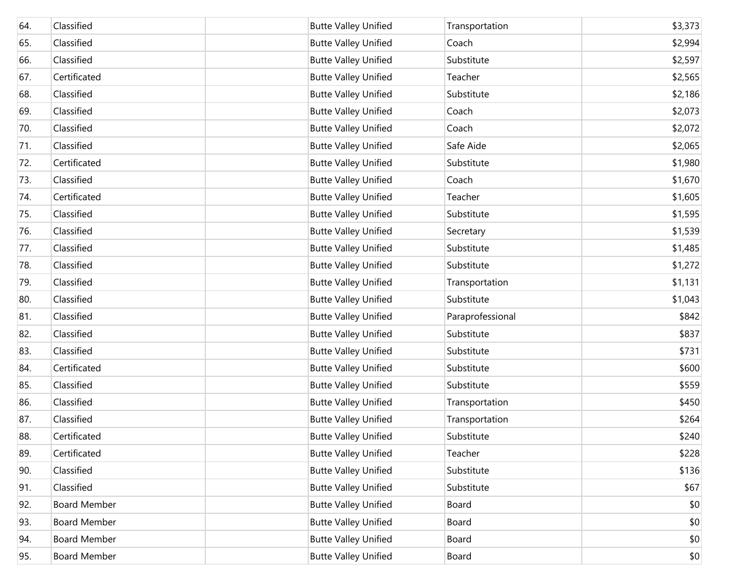| | | | | | |
|---|---|---|---|---|---|
| 64. | Classified | | Butte Valley Unified | Transportation | $3,373 |
| 65. | Classified | | Butte Valley Unified | Coach | $2,994 |
| 66. | Classified | | Butte Valley Unified | Substitute | $2,597 |
| 67. | Certificated | | Butte Valley Unified | Teacher | $2,565 |
| 68. | Classified | | Butte Valley Unified | Substitute | $2,186 |
| 69. | Classified | | Butte Valley Unified | Coach | $2,073 |
| 70. | Classified | | Butte Valley Unified | Coach | $2,072 |
| 71. | Classified | | Butte Valley Unified | Safe Aide | $2,065 |
| 72. | Certificated | | Butte Valley Unified | Substitute | $1,980 |
| 73. | Classified | | Butte Valley Unified | Coach | $1,670 |
| 74. | Certificated | | Butte Valley Unified | Teacher | $1,605 |
| 75. | Classified | | Butte Valley Unified | Substitute | $1,595 |
| 76. | Classified | | Butte Valley Unified | Secretary | $1,539 |
| 77. | Classified | | Butte Valley Unified | Substitute | $1,485 |
| 78. | Classified | | Butte Valley Unified | Substitute | $1,272 |
| 79. | Classified | | Butte Valley Unified | Transportation | $1,131 |
| 80. | Classified | | Butte Valley Unified | Substitute | $1,043 |
| 81. | Classified | | Butte Valley Unified | Paraprofessional | $842 |
| 82. | Classified | | Butte Valley Unified | Substitute | $837 |
| 83. | Classified | | Butte Valley Unified | Substitute | $731 |
| 84. | Certificated | | Butte Valley Unified | Substitute | $600 |
| 85. | Classified | | Butte Valley Unified | Substitute | $559 |
| 86. | Classified | | Butte Valley Unified | Transportation | $450 |
| 87. | Classified | | Butte Valley Unified | Transportation | $264 |
| 88. | Certificated | | Butte Valley Unified | Substitute | $240 |
| 89. | Certificated | | Butte Valley Unified | Teacher | $228 |
| 90. | Classified | | Butte Valley Unified | Substitute | $136 |
| 91. | Classified | | Butte Valley Unified | Substitute | $67 |
| 92. | Board Member | | Butte Valley Unified | Board | $0 |
| 93. | Board Member | | Butte Valley Unified | Board | $0 |
| 94. | Board Member | | Butte Valley Unified | Board | $0 |
| 95. | Board Member | | Butte Valley Unified | Board | $0 |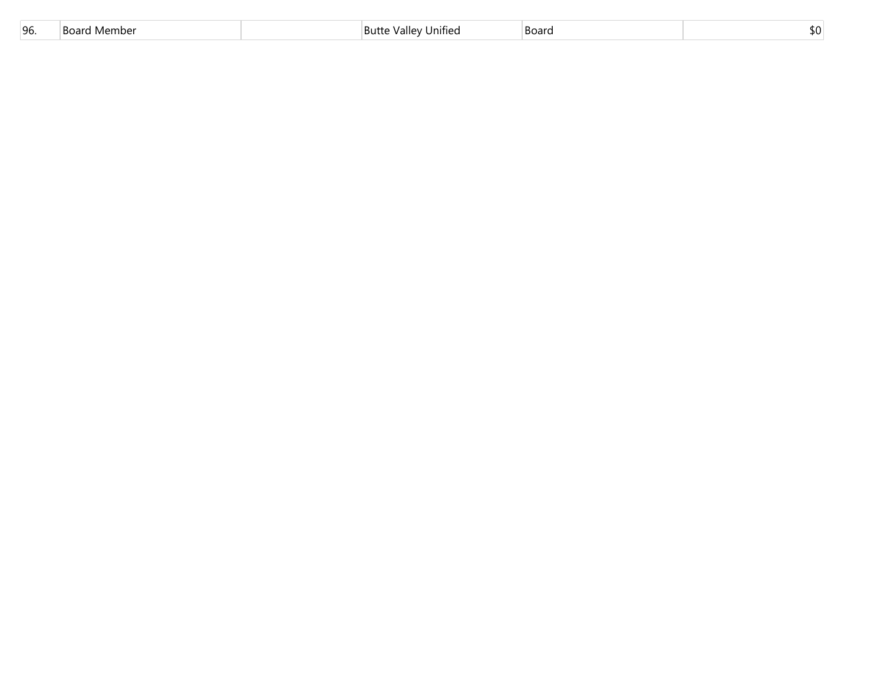| | | | | | |
|---|---|---|---|---|---|
| 96. | Board Member | | Butte Valley Unified | Board | $0 |